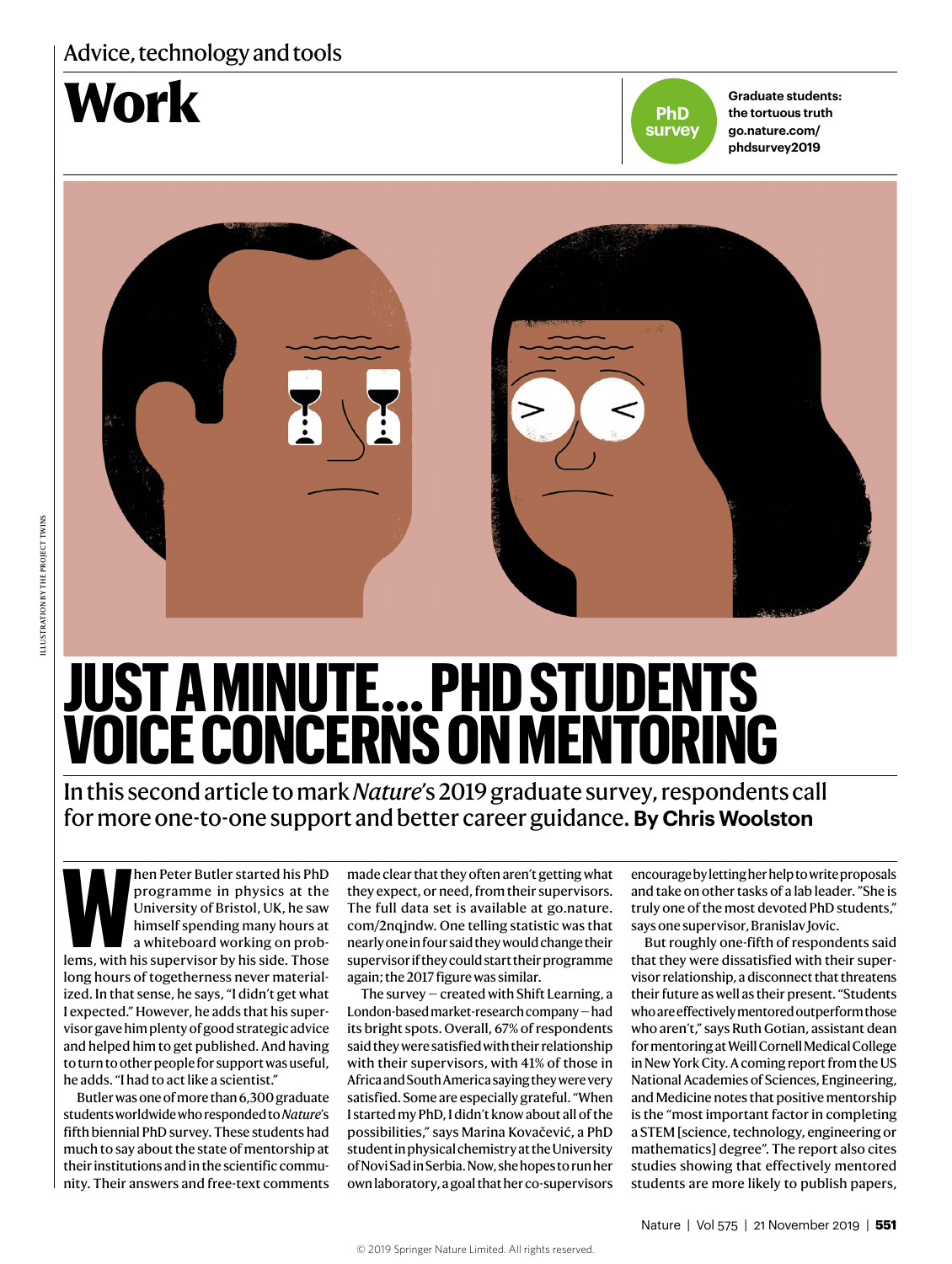Advice, technology and tools

# Work

**PhD survey**

**Graduate students: the tortuous truth go.nature.com/phdsurvey2019**

ILLUSTRATION BY THE PROJECT TWINS

# JUST A MINUTE... PHD STUDENTS VOICE CONCERNS ON MENTORING

In this second article to mark *Nature*'s 2019 graduate survey, respondents call for more one-to-one support and better career guidance. **By Chris Woolston**

When Peter Butler started his PhD programme in physics at the University of Bristol, UK, he saw himself spending many hours at a whiteboard working on problems, with his supervisor by his side. Those long hours of togetherness never materialized. In that sense, he says, "I didn't get what I expected." However, he adds that his supervisor gave him plenty of good strategic advice and helped him to get published. And having to turn to other people for support was useful, he adds. "I had to act like a scientist."

Butler was one of more than 6,300 graduate students worldwide who responded to *Nature*'s fifth biennial PhD survey. These students had much to say about the state of mentorship at their institutions and in the scientific community. Their answers and free-text comments made clear that they often aren't getting what they expect, or need, from their supervisors. The full data set is available at go.nature.com/2nqjndw. One telling statistic was that nearly one in four said they would change their supervisor if they could start their programme again; the 2017 figure was similar.

The survey — created with Shift Learning, a London-based market-research company — had its bright spots. Overall, 67% of respondents said they were satisfied with their relationship with their supervisors, with 41% of those in Africa and South America saying they were very satisfied. Some are especially grateful. "When I started my PhD, I didn't know about all of the possibilities," says Marina Kovačević, a PhD student in physical chemistry at the University of Novi Sad in Serbia. Now, she hopes to run her own laboratory, a goal that her co-supervisors encourage by letting her help to write proposals and take on other tasks of a lab leader. "She is truly one of the most devoted PhD students," says one supervisor, Branislav Jovic.

But roughly one-fifth of respondents said that they were dissatisfied with their supervisor relationship, a disconnect that threatens their future as well as their present. "Students who are effectively mentored outperform those who aren't," says Ruth Gotian, assistant dean for mentoring at Weill Cornell Medical College in New York City. A coming report from the US National Academies of Sciences, Engineering, and Medicine notes that positive mentorship is the "most important factor in completing a STEM [science, technology, engineering or mathematics] degree". The report also cites studies showing that effectively mentored students are more likely to publish papers,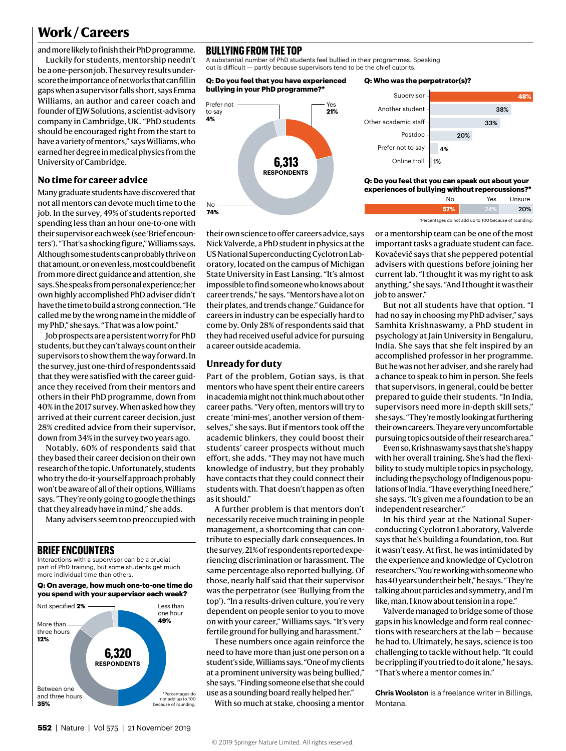## Work / Careers

and more likely to finish their PhD programme.

Luckily for students, mentorship needn't be a one-person job. The survey results underscore the importance of networks that can fill in gaps when a supervisor falls short, says Emma Williams, an author and career coach and founder of EJW Solutions, a scientist-advisory company in Cambridge, UK. "PhD students should be encouraged right from the start to have a variety of mentors," says Williams, who earned her degree in medical physics from the University of Cambridge.

### No time for career advice

Many graduate students have discovered that not all mentors can devote much time to the job. In the survey, 49% of students reported spending less than an hour one-to-one with their supervisor each week (see 'Brief encounters'). "That's a shocking figure," Williams says. Although some students can probably thrive on that amount, or on even less, most could benefit from more direct guidance and attention, she says. She speaks from personal experience; her own highly accomplished PhD adviser didn't have the time to build a strong connection. "He called me by the wrong name in the middle of my PhD," she says. "That was a low point."

Job prospects are a persistent worry for PhD students, but they can't always count on their supervisors to show them the way forward. In the survey, just one-third of respondents said that they were satisfied with the career guidance they received from their mentors and others in their PhD programme, down from 40% in the 2017 survey. When asked how they arrived at their current career decision, just 28% credited advice from their supervisor, down from 34% in the survey two years ago.

Notably, 60% of respondents said that they based their career decision on their own research of the topic. Unfortunately, students who try the do-it-yourself approach probably won't be aware of all of their options, Williams says. "They're only going to google the things that they already have in mind," she adds.

Many advisers seem too preoccupied with their own science to offer careers advice, says Nick Valverde, a PhD student in physics at the US National Superconducting Cyclotron Laboratory, located on the campus of Michigan State University in East Lansing. "It's almost impossible to find someone who knows about career trends," he says. "Mentors have a lot on their plates, and trends change." Guidance for careers in industry can be especially hard to come by. Only 28% of respondents said that they had received useful advice for pursuing a career outside academia.

### Unready for duty

Part of the problem, Gotian says, is that mentors who have spent their entire careers in academia might not think much about other career paths. "Very often, mentors will try to create 'mini-mes', another version of themselves," she says. But if mentors took off the academic blinkers, they could boost their students' career prospects without much effort, she adds. "They may not have much knowledge of industry, but they probably have contacts that they could connect their students with. That doesn't happen as often as it should."

A further problem is that mentors don't necessarily receive much training in people management, a shortcoming that can contribute to especially dark consequences. In the survey, 21% of respondents reported experiencing discrimination or harassment. The same percentage also reported bullying. Of those, nearly half said that their supervisor was the perpetrator (see 'Bullying from the top'). "In a results-driven culture, you're very dependent on people senior to you to move on with your career," Williams says. "It's very fertile ground for bullying and harassment."

These numbers once again reinforce the need to have more than just one person on a student's side, Williams says. "One of my clients at a prominent university was being bullied," she says. "Finding someone else that she could use as a sounding board really helped her."

With so much at stake, choosing a mentor or a mentorship team can be one of the most important tasks a graduate student can face. Kovačević says that she peppered potential advisers with questions before joining her current lab. "I thought it was my right to ask anything," she says. "And I thought it was their job to answer."

But not all students have that option. "I had no say in choosing my PhD adviser," says Samhita Krishnaswamy, a PhD student in psychology at Jain University in Bengaluru, India. She says that she felt inspired by an accomplished professor in her programme. But he was not her adviser, and she rarely had a chance to speak to him in person. She feels that supervisors, in general, could be better prepared to guide their students. "In India, supervisors need more in-depth skill sets," she says. "They're mostly looking at furthering their own careers. They are very uncomfortable pursuing topics outside of their research area."

Even so, Krishnaswamy says that she's happy with her overall training. She's had the flexibility to study multiple topics in psychology, including the psychology of Indigenous populations of India. "I have everything I need here," she says. "It's given me a foundation to be an independent researcher."

In his third year at the National Superconducting Cyclotron Laboratory, Valverde says that he's building a foundation, too. But it wasn't easy. At first, he was intimidated by the experience and knowledge of Cyclotron researchers. "You're working with someone who has 40 years under their belt," he says. "They're talking about particles and symmetry, and I'm like, man, I know about tension in a rope."

Valverde managed to bridge some of those gaps in his knowledge and form real connections with researchers at the lab — because he had to. Ultimately, he says, science is too challenging to tackle without help. "It could be crippling if you tried to do it alone," he says. "That's where a mentor comes in."

**Chris Woolston** is a freelance writer in Billings, Montana.

---

### BRIEF ENCOUNTERS

Interactions with a supervisor can be a crucial part of PhD training, but some students get much more individual time than others.

**Q: On average, how much one-to-one time do you spend with your supervisor each week?**

Not specified **2%**

Less than one hour **49%**

More than three hours **12%**

Between one and three hours **35%**

**6,320 RESPONDENTS**

*Percentages do not add up to 100 because of rounding.

---

### BULLYING FROM THE TOP

A substantial number of PhD students feel bullied in their programmes. Speaking out is difficult — partly because supervisors tend to be the chief culprits.

**Q: Do you feel that you have experienced bullying in your PhD programme?***

Prefer not to say **4%**

Yes **21%**

No **74%**

**6,313 RESPONDENTS**

**Q: Who was the perpetrator(s)?**

Supervisor 48%

Another student 38%

Other academic staff 33%

Postdoc 20%

Prefer not to say 4%

Online troll 1%

**Q: Do you feel that you can speak out about your experiences of bullying without repercussions?***

No 57%

Yes 24%

Unsure 20%

*Percentages do not add up to 100 because of rounding.